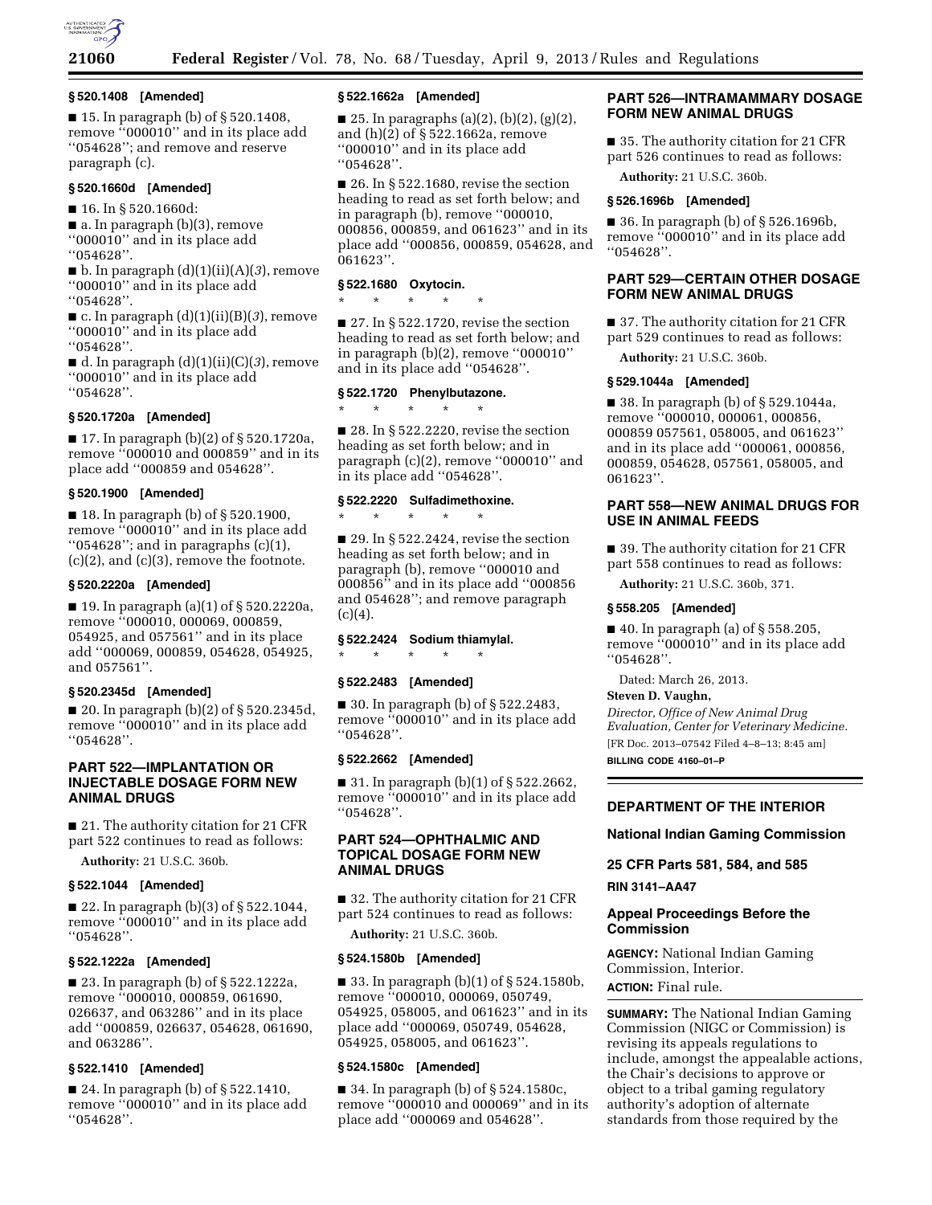### § 520.1408 [Amended]

■ 15. In paragraph (b) of § 520.1408, remove ''000010'' and in its place add ''054628''; and remove and reserve paragraph (c).

### § 520.1660d [Amended]

■ 16. In § 520.1660d:

■ a. In paragraph (b)(3), remove ''000010'' and in its place add ''054628''.

■ b. In paragraph (d)(1)(ii)(A)(*3*), remove ''000010'' and in its place add ''054628''.

■ c. In paragraph (d)(1)(ii)(B)(*3*), remove ''000010'' and in its place add ''054628''.

■ d. In paragraph (d)(1)(ii)(C)(*3*), remove ''000010'' and in its place add ''054628''.

### § 520.1720a [Amended]

■ 17. In paragraph (b)(2) of § 520.1720a, remove ''000010 and 000859'' and in its place add ''000859 and 054628''.

### § 520.1900 [Amended]

■ 18. In paragraph (b) of § 520.1900, remove ''000010'' and in its place add ''054628''; and in paragraphs (c)(1), (c)(2), and (c)(3), remove the footnote.

### § 520.2220a [Amended]

■ 19. In paragraph (a)(1) of § 520.2220a, remove ''000010, 000069, 000859, 054925, and 057561'' and in its place add ''000069, 000859, 054628, 054925, and 057561''.

### § 520.2345d [Amended]

■ 20. In paragraph (b)(2) of § 520.2345d, remove ''000010'' and in its place add ''054628''.

## PART 522—IMPLANTATION OR INJECTABLE DOSAGE FORM NEW ANIMAL DRUGS

■ 21. The authority citation for 21 CFR part 522 continues to read as follows:

**Authority:** 21 U.S.C. 360b.

### § 522.1044 [Amended]

■ 22. In paragraph (b)(3) of § 522.1044, remove ''000010'' and in its place add ''054628''.

### § 522.1222a [Amended]

■ 23. In paragraph (b) of § 522.1222a, remove ''000010, 000859, 061690, 026637, and 063286'' and in its place add ''000859, 026637, 054628, 061690, and 063286''.

### § 522.1410 [Amended]

■ 24. In paragraph (b) of § 522.1410, remove ''000010'' and in its place add ''054628''.

### § 522.1662a [Amended]

■ 25. In paragraphs (a)(2), (b)(2), (g)(2), and (h)(2) of § 522.1662a, remove ''000010'' and in its place add ''054628''.

■ 26. In § 522.1680, revise the section heading to read as set forth below; and in paragraph (b), remove ''000010, 000856, 000859, and 061623'' and in its place add ''000856, 000859, 054628, and 061623''.

### § 522.1680 Oxytocin.

\* \* \* \* \*

■ 27. In § 522.1720, revise the section heading to read as set forth below; and in paragraph (b)(2), remove ''000010'' and in its place add ''054628''.

### § 522.1720 Phenylbutazone.

\* \* \* \* \*

■ 28. In § 522.2220, revise the section heading as set forth below; and in paragraph (c)(2), remove ''000010'' and in its place add ''054628''.

### § 522.2220 Sulfadimethoxine.

\* \* \* \* \*

■ 29. In § 522.2424, revise the section heading as set forth below; and in paragraph (b), remove ''000010 and 000856'' and in its place add ''000856 and 054628''; and remove paragraph (c)(4).

### § 522.2424 Sodium thiamylal.

\* \* \* \* \*

### § 522.2483 [Amended]

■ 30. In paragraph (b) of § 522.2483, remove ''000010'' and in its place add ''054628''.

### § 522.2662 [Amended]

■ 31. In paragraph (b)(1) of § 522.2662, remove ''000010'' and in its place add ''054628''.

## PART 524—OPHTHALMIC AND TOPICAL DOSAGE FORM NEW ANIMAL DRUGS

■ 32. The authority citation for 21 CFR part 524 continues to read as follows:

**Authority:** 21 U.S.C. 360b.

### § 524.1580b [Amended]

■ 33. In paragraph (b)(1) of § 524.1580b, remove ''000010, 000069, 050749, 054925, 058005, and 061623'' and in its place add ''000069, 050749, 054628, 054925, 058005, and 061623''.

### § 524.1580c [Amended]

■ 34. In paragraph (b) of § 524.1580c, remove ''000010 and 000069'' and in its place add ''000069 and 054628''.

## PART 526—INTRAMAMMARY DOSAGE FORM NEW ANIMAL DRUGS

■ 35. The authority citation for 21 CFR part 526 continues to read as follows:

**Authority:** 21 U.S.C. 360b.

### § 526.1696b [Amended]

■ 36. In paragraph (b) of § 526.1696b, remove ''000010'' and in its place add ''054628''.

## PART 529—CERTAIN OTHER DOSAGE FORM NEW ANIMAL DRUGS

■ 37. The authority citation for 21 CFR part 529 continues to read as follows:

**Authority:** 21 U.S.C. 360b.

### § 529.1044a [Amended]

■ 38. In paragraph (b) of § 529.1044a, remove ''000010, 000061, 000856, 000859 057561, 058005, and 061623'' and in its place add ''000061, 000856, 000859, 054628, 057561, 058005, and 061623''.

## PART 558—NEW ANIMAL DRUGS FOR USE IN ANIMAL FEEDS

■ 39. The authority citation for 21 CFR part 558 continues to read as follows:

**Authority:** 21 U.S.C. 360b, 371.

### § 558.205 [Amended]

■ 40. In paragraph (a) of § 558.205, remove ''000010'' and in its place add ''054628''.

Dated: March 26, 2013.

**Steven D. Vaughn,**

*Director, Office of New Animal Drug Evaluation, Center for Veterinary Medicine.*

[FR Doc. 2013–07542 Filed 4–8–13; 8:45 am]

**BILLING CODE 4160–01–P**

---

## DEPARTMENT OF THE INTERIOR

### National Indian Gaming Commission

### 25 CFR Parts 581, 584, and 585

**RIN 3141–AA47**

### Appeal Proceedings Before the Commission

**AGENCY:** National Indian Gaming Commission, Interior.

**ACTION:** Final rule.

**SUMMARY:** The National Indian Gaming Commission (NIGC or Commission) is revising its appeals regulations to include, amongst the appealable actions, the Chair's decisions to approve or object to a tribal gaming regulatory authority's adoption of alternate standards from those required by the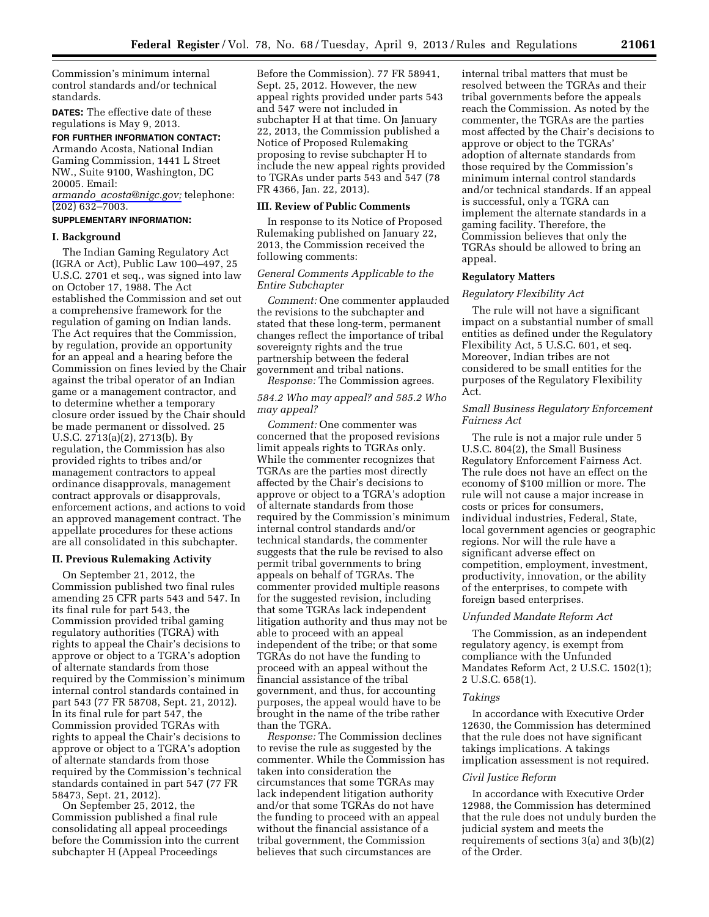Commission's minimum internal control standards and/or technical standards.

**DATES:** The effective date of these regulations is May 9, 2013.

**FOR FURTHER INFORMATION CONTACT:** Armando Acosta, National Indian Gaming Commission, 1441 L Street NW., Suite 9100, Washington, DC 20005. Email: armando_acosta@nigc.gov; telephone: (202) 632–7003.

**SUPPLEMENTARY INFORMATION:**

## I. Background

The Indian Gaming Regulatory Act (IGRA or Act), Public Law 100–497, 25 U.S.C. 2701 et seq., was signed into law on October 17, 1988. The Act established the Commission and set out a comprehensive framework for the regulation of gaming on Indian lands. The Act requires that the Commission, by regulation, provide an opportunity for an appeal and a hearing before the Commission on fines levied by the Chair against the tribal operator of an Indian game or a management contractor, and to determine whether a temporary closure order issued by the Chair should be made permanent or dissolved. 25 U.S.C. 2713(a)(2), 2713(b). By regulation, the Commission has also provided rights to tribes and/or management contractors to appeal ordinance disapprovals, management contract approvals or disapprovals, enforcement actions, and actions to void an approved management contract. The appellate procedures for these actions are all consolidated in this subchapter.

## II. Previous Rulemaking Activity

On September 21, 2012, the Commission published two final rules amending 25 CFR parts 543 and 547. In its final rule for part 543, the Commission provided tribal gaming regulatory authorities (TGRA) with rights to appeal the Chair's decisions to approve or object to a TGRA's adoption of alternate standards from those required by the Commission's minimum internal control standards contained in part 543 (77 FR 58708, Sept. 21, 2012). In its final rule for part 547, the Commission provided TGRAs with rights to appeal the Chair's decisions to approve or object to a TGRA's adoption of alternate standards from those required by the Commission's technical standards contained in part 547 (77 FR 58473, Sept. 21, 2012).

On September 25, 2012, the Commission published a final rule consolidating all appeal proceedings before the Commission into the current subchapter H (Appeal Proceedings Before the Commission). 77 FR 58941, Sept. 25, 2012. However, the new appeal rights provided under parts 543 and 547 were not included in subchapter H at that time. On January 22, 2013, the Commission published a Notice of Proposed Rulemaking proposing to revise subchapter H to include the new appeal rights provided to TGRAs under parts 543 and 547 (78 FR 4366, Jan. 22, 2013).

## III. Review of Public Comments

In response to its Notice of Proposed Rulemaking published on January 22, 2013, the Commission received the following comments:

### *General Comments Applicable to the Entire Subchapter*

*Comment:* One commenter applauded the revisions to the subchapter and stated that these long-term, permanent changes reflect the importance of tribal sovereignty rights and the true partnership between the federal government and tribal nations.

*Response:* The Commission agrees.

### *584.2 Who may appeal? and 585.2 Who may appeal?*

*Comment:* One commenter was concerned that the proposed revisions limit appeals rights to TGRAs only. While the commenter recognizes that TGRAs are the parties most directly affected by the Chair's decisions to approve or object to a TGRA's adoption of alternate standards from those required by the Commission's minimum internal control standards and/or technical standards, the commenter suggests that the rule be revised to also permit tribal governments to bring appeals on behalf of TGRAs. The commenter provided multiple reasons for the suggested revision, including that some TGRAs lack independent litigation authority and thus may not be able to proceed with an appeal independent of the tribe; or that some TGRAs do not have the funding to proceed with an appeal without the financial assistance of the tribal government, and thus, for accounting purposes, the appeal would have to be brought in the name of the tribe rather than the TGRA.

*Response:* The Commission declines to revise the rule as suggested by the commenter. While the Commission has taken into consideration the circumstances that some TGRAs may lack independent litigation authority and/or that some TGRAs do not have the funding to proceed with an appeal without the financial assistance of a tribal government, the Commission believes that such circumstances are internal tribal matters that must be resolved between the TGRAs and their tribal governments before the appeals reach the Commission. As noted by the commenter, the TGRAs are the parties most affected by the Chair's decisions to approve or object to the TGRAs' adoption of alternate standards from those required by the Commission's minimum internal control standards and/or technical standards. If an appeal is successful, only a TGRA can implement the alternate standards in a gaming facility. Therefore, the Commission believes that only the TGRAs should be allowed to bring an appeal.

## Regulatory Matters

### *Regulatory Flexibility Act*

The rule will not have a significant impact on a substantial number of small entities as defined under the Regulatory Flexibility Act, 5 U.S.C. 601, et seq. Moreover, Indian tribes are not considered to be small entities for the purposes of the Regulatory Flexibility Act.

### *Small Business Regulatory Enforcement Fairness Act*

The rule is not a major rule under 5 U.S.C. 804(2), the Small Business Regulatory Enforcement Fairness Act. The rule does not have an effect on the economy of $100 million or more. The rule will not cause a major increase in costs or prices for consumers, individual industries, Federal, State, local government agencies or geographic regions. Nor will the rule have a significant adverse effect on competition, employment, investment, productivity, innovation, or the ability of the enterprises, to compete with foreign based enterprises.

### *Unfunded Mandate Reform Act*

The Commission, as an independent regulatory agency, is exempt from compliance with the Unfunded Mandates Reform Act, 2 U.S.C. 1502(1); 2 U.S.C. 658(1).

### *Takings*

In accordance with Executive Order 12630, the Commission has determined that the rule does not have significant takings implications. A takings implication assessment is not required.

### *Civil Justice Reform*

In accordance with Executive Order 12988, the Commission has determined that the rule does not unduly burden the judicial system and meets the requirements of sections 3(a) and 3(b)(2) of the Order.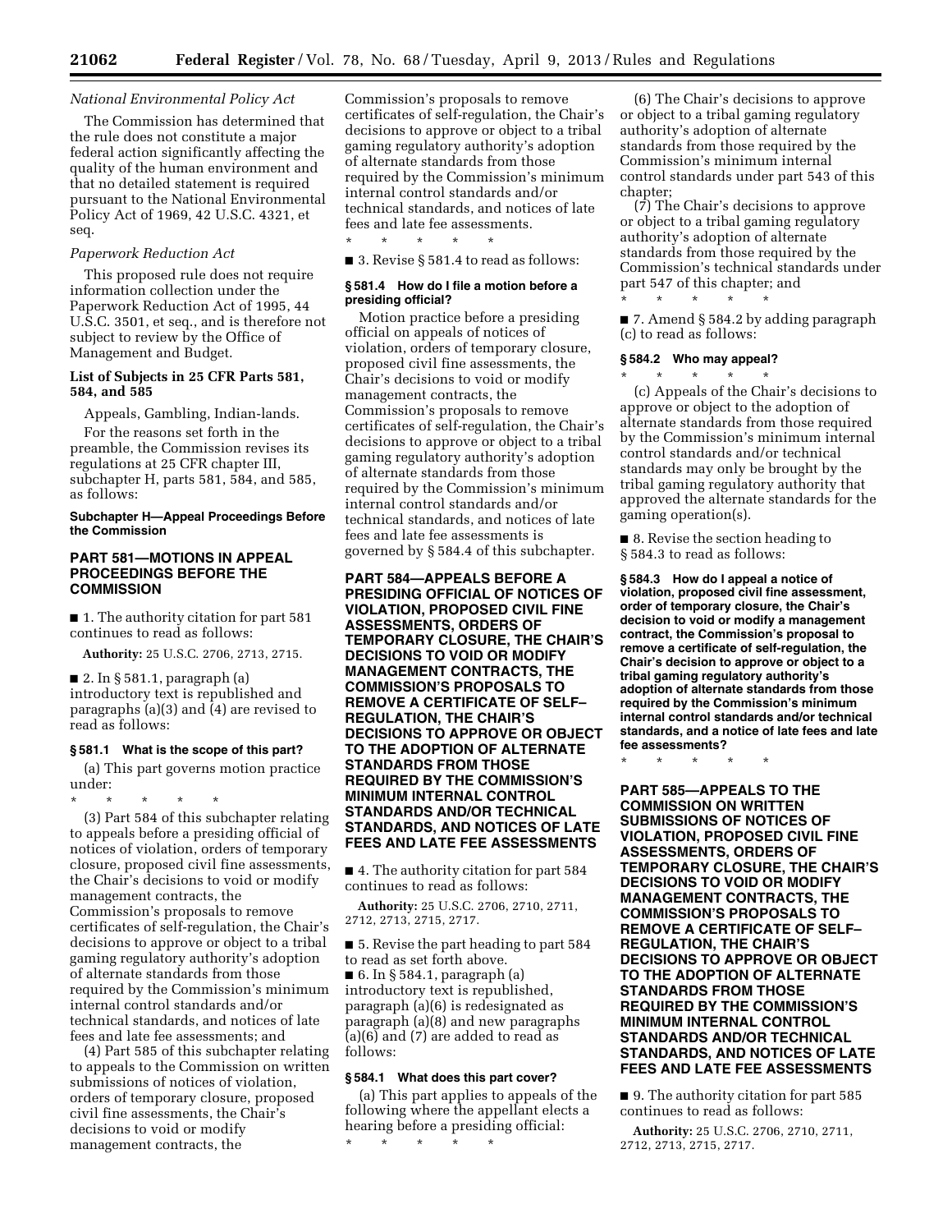*National Environmental Policy Act*

The Commission has determined that the rule does not constitute a major federal action significantly affecting the quality of the human environment and that no detailed statement is required pursuant to the National Environmental Policy Act of 1969, 42 U.S.C. 4321, et seq.

*Paperwork Reduction Act*

This proposed rule does not require information collection under the Paperwork Reduction Act of 1995, 44 U.S.C. 3501, et seq., and is therefore not subject to review by the Office of Management and Budget.

### List of Subjects in 25 CFR Parts 581, 584, and 585

Appeals, Gambling, Indian-lands.

For the reasons set forth in the preamble, the Commission revises its regulations at 25 CFR chapter III, subchapter H, parts 581, 584, and 585, as follows:

#### Subchapter H—Appeal Proceedings Before the Commission

## PART 581—MOTIONS IN APPEAL PROCEEDINGS BEFORE THE COMMISSION

■ 1. The authority citation for part 581 continues to read as follows:

**Authority:** 25 U.S.C. 2706, 2713, 2715.

■ 2. In § 581.1, paragraph (a) introductory text is republished and paragraphs (a)(3) and (4) are revised to read as follows:

#### § 581.1 What is the scope of this part?

(a) This part governs motion practice under:

\* \* \* \* \*

(3) Part 584 of this subchapter relating to appeals before a presiding official of notices of violation, orders of temporary closure, proposed civil fine assessments, the Chair's decisions to void or modify management contracts, the Commission's proposals to remove certificates of self-regulation, the Chair's decisions to approve or object to a tribal gaming regulatory authority's adoption of alternate standards from those required by the Commission's minimum internal control standards and/or technical standards, and notices of late fees and late fee assessments; and

(4) Part 585 of this subchapter relating to appeals to the Commission on written submissions of notices of violation, orders of temporary closure, proposed civil fine assessments, the Chair's decisions to void or modify management contracts, the Commission's proposals to remove certificates of self-regulation, the Chair's decisions to approve or object to a tribal gaming regulatory authority's adoption of alternate standards from those required by the Commission's minimum internal control standards and/or technical standards, and notices of late fees and late fee assessments.

\* \* \* \* \*

■ 3. Revise § 581.4 to read as follows:

#### § 581.4 How do I file a motion before a presiding official?

Motion practice before a presiding official on appeals of notices of violation, orders of temporary closure, proposed civil fine assessments, the Chair's decisions to void or modify management contracts, the Commission's proposals to remove certificates of self-regulation, the Chair's decisions to approve or object to a tribal gaming regulatory authority's adoption of alternate standards from those required by the Commission's minimum internal control standards and/or technical standards, and notices of late fees and late fee assessments is governed by § 584.4 of this subchapter.

## PART 584—APPEALS BEFORE A PRESIDING OFFICIAL OF NOTICES OF VIOLATION, PROPOSED CIVIL FINE ASSESSMENTS, ORDERS OF TEMPORARY CLOSURE, THE CHAIR'S DECISIONS TO VOID OR MODIFY MANAGEMENT CONTRACTS, THE COMMISSION'S PROPOSALS TO REMOVE A CERTIFICATE OF SELF–REGULATION, THE CHAIR'S DECISIONS TO APPROVE OR OBJECT TO THE ADOPTION OF ALTERNATE STANDARDS FROM THOSE REQUIRED BY THE COMMISSION'S MINIMUM INTERNAL CONTROL STANDARDS AND/OR TECHNICAL STANDARDS, AND NOTICES OF LATE FEES AND LATE FEE ASSESSMENTS

■ 4. The authority citation for part 584 continues to read as follows:

**Authority:** 25 U.S.C. 2706, 2710, 2711, 2712, 2713, 2715, 2717.

■ 5. Revise the part heading to part 584 to read as set forth above.

■ 6. In § 584.1, paragraph (a) introductory text is republished, paragraph (a)(6) is redesignated as paragraph (a)(8) and new paragraphs (a)(6) and (7) are added to read as follows:

#### § 584.1 What does this part cover?

(a) This part applies to appeals of the following where the appellant elects a hearing before a presiding official:

\* \* \* \* \*

(6) The Chair's decisions to approve or object to a tribal gaming regulatory authority's adoption of alternate standards from those required by the Commission's minimum internal control standards under part 543 of this chapter;

(7) The Chair's decisions to approve or object to a tribal gaming regulatory authority's adoption of alternate standards from those required by the Commission's technical standards under part 547 of this chapter; and

\* \* \* \* \*

■ 7. Amend § 584.2 by adding paragraph (c) to read as follows:

#### § 584.2 Who may appeal?

\* \* \* \* \*

(c) Appeals of the Chair's decisions to approve or object to the adoption of alternate standards from those required by the Commission's minimum internal control standards and/or technical standards may only be brought by the tribal gaming regulatory authority that approved the alternate standards for the gaming operation(s).

■ 8. Revise the section heading to § 584.3 to read as follows:

#### § 584.3 How do I appeal a notice of violation, proposed civil fine assessment, order of temporary closure, the Chair's decision to void or modify a management contract, the Commission's proposal to remove a certificate of self-regulation, the Chair's decision to approve or object to a tribal gaming regulatory authority's adoption of alternate standards from those required by the Commission's minimum internal control standards and/or technical standards, and a notice of late fees and late fee assessments?

\* \* \* \* \*

## PART 585—APPEALS TO THE COMMISSION ON WRITTEN SUBMISSIONS OF NOTICES OF VIOLATION, PROPOSED CIVIL FINE ASSESSMENTS, ORDERS OF TEMPORARY CLOSURE, THE CHAIR'S DECISIONS TO VOID OR MODIFY MANAGEMENT CONTRACTS, THE COMMISSION'S PROPOSALS TO REMOVE A CERTIFICATE OF SELF–REGULATION, THE CHAIR'S DECISIONS TO APPROVE OR OBJECT TO THE ADOPTION OF ALTERNATE STANDARDS FROM THOSE REQUIRED BY THE COMMISSION'S MINIMUM INTERNAL CONTROL STANDARDS AND/OR TECHNICAL STANDARDS, AND NOTICES OF LATE FEES AND LATE FEE ASSESSMENTS

■ 9. The authority citation for part 585 continues to read as follows:

**Authority:** 25 U.S.C. 2706, 2710, 2711, 2712, 2713, 2715, 2717.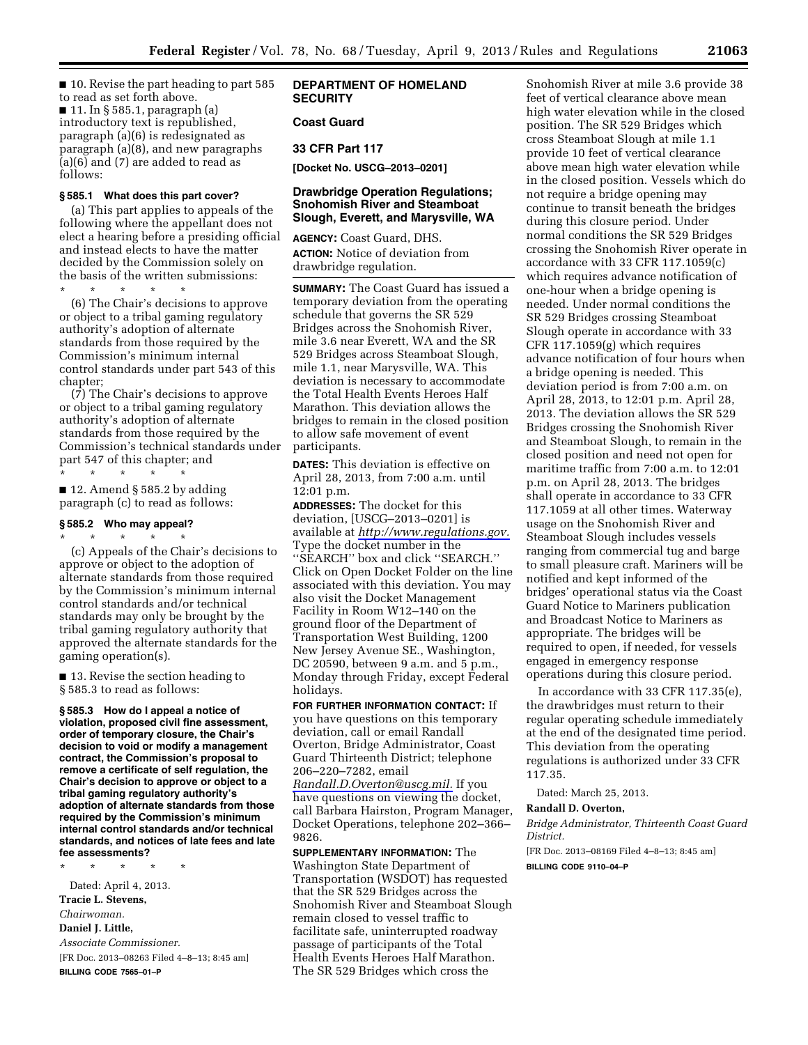■ 10. Revise the part heading to part 585 to read as set forth above.

■ 11. In § 585.1, paragraph (a) introductory text is republished, paragraph (a)(6) is redesignated as paragraph (a)(8), and new paragraphs (a)(6) and (7) are added to read as follows:

**§ 585.1 What does this part cover?**

(a) This part applies to appeals of the following where the appellant does not elect a hearing before a presiding official and instead elects to have the matter decided by the Commission solely on the basis of the written submissions:

\* \* \* \* \*

(6) The Chair's decisions to approve or object to a tribal gaming regulatory authority's adoption of alternate standards from those required by the Commission's minimum internal control standards under part 543 of this chapter;

(7) The Chair's decisions to approve or object to a tribal gaming regulatory authority's adoption of alternate standards from those required by the Commission's technical standards under part 547 of this chapter; and

\* \* \* \* \*

■ 12. Amend § 585.2 by adding paragraph (c) to read as follows:

**§ 585.2 Who may appeal?**

\* \* \* \* \*

(c) Appeals of the Chair's decisions to approve or object to the adoption of alternate standards from those required by the Commission's minimum internal control standards and/or technical standards may only be brought by the tribal gaming regulatory authority that approved the alternate standards for the gaming operation(s).

■ 13. Revise the section heading to § 585.3 to read as follows:

**§ 585.3 How do I appeal a notice of violation, proposed civil fine assessment, order of temporary closure, the Chair's decision to void or modify a management contract, the Commission's proposal to remove a certificate of self regulation, the Chair's decision to approve or object to a tribal gaming regulatory authority's adoption of alternate standards from those required by the Commission's minimum internal control standards and/or technical standards, and notices of late fees and late fee assessments?**

\* \* \* \* \*

Dated: April 4, 2013.

**Tracie L. Stevens,**

*Chairwoman.*

**Daniel J. Little,**

*Associate Commissioner.*

[FR Doc. 2013–08263 Filed 4–8–13; 8:45 am]

**BILLING CODE 7565–01–P**

**DEPARTMENT OF HOMELAND SECURITY**

**Coast Guard**

**33 CFR Part 117**

**[Docket No. USCG–2013–0201]**

## Drawbridge Operation Regulations; Snohomish River and Steamboat Slough, Everett, and Marysville, WA

**AGENCY:** Coast Guard, DHS.

**ACTION:** Notice of deviation from drawbridge regulation.

**SUMMARY:** The Coast Guard has issued a temporary deviation from the operating schedule that governs the SR 529 Bridges across the Snohomish River, mile 3.6 near Everett, WA and the SR 529 Bridges across Steamboat Slough, mile 1.1, near Marysville, WA. This deviation is necessary to accommodate the Total Health Events Heroes Half Marathon. This deviation allows the bridges to remain in the closed position to allow safe movement of event participants.

**DATES:** This deviation is effective on April 28, 2013, from 7:00 a.m. until 12:01 p.m.

**ADDRESSES:** The docket for this deviation, [USCG–2013–0201] is available at *http://www.regulations.gov.* Type the docket number in the ''SEARCH'' box and click ''SEARCH.'' Click on Open Docket Folder on the line associated with this deviation. You may also visit the Docket Management Facility in Room W12–140 on the ground floor of the Department of Transportation West Building, 1200 New Jersey Avenue SE., Washington, DC 20590, between 9 a.m. and 5 p.m., Monday through Friday, except Federal holidays.

**FOR FURTHER INFORMATION CONTACT:** If you have questions on this temporary deviation, call or email Randall Overton, Bridge Administrator, Coast Guard Thirteenth District; telephone 206–220–7282, email *Randall.D.Overton@uscg.mil.* If you have questions on viewing the docket, call Barbara Hairston, Program Manager, Docket Operations, telephone 202–366–9826.

**SUPPLEMENTARY INFORMATION:** The Washington State Department of Transportation (WSDOT) has requested that the SR 529 Bridges across the Snohomish River and Steamboat Slough remain closed to vessel traffic to facilitate safe, uninterrupted roadway passage of participants of the Total Health Events Heroes Half Marathon. The SR 529 Bridges which cross the Snohomish River at mile 3.6 provide 38 feet of vertical clearance above mean high water elevation while in the closed position. The SR 529 Bridges which cross Steamboat Slough at mile 1.1 provide 10 feet of vertical clearance above mean high water elevation while in the closed position. Vessels which do not require a bridge opening may continue to transit beneath the bridges during this closure period. Under normal conditions the SR 529 Bridges crossing the Snohomish River operate in accordance with 33 CFR 117.1059(c) which requires advance notification of one-hour when a bridge opening is needed. Under normal conditions the SR 529 Bridges crossing Steamboat Slough operate in accordance with 33 CFR 117.1059(g) which requires advance notification of four hours when a bridge opening is needed. This deviation period is from 7:00 a.m. on April 28, 2013, to 12:01 p.m. April 28, 2013. The deviation allows the SR 529 Bridges crossing the Snohomish River and Steamboat Slough, to remain in the closed position and need not open for maritime traffic from 7:00 a.m. to 12:01 p.m. on April 28, 2013. The bridges shall operate in accordance to 33 CFR 117.1059 at all other times. Waterway usage on the Snohomish River and Steamboat Slough includes vessels ranging from commercial tug and barge to small pleasure craft. Mariners will be notified and kept informed of the bridges' operational status via the Coast Guard Notice to Mariners publication and Broadcast Notice to Mariners as appropriate. The bridges will be required to open, if needed, for vessels engaged in emergency response operations during this closure period.

In accordance with 33 CFR 117.35(e), the drawbridges must return to their regular operating schedule immediately at the end of the designated time period. This deviation from the operating regulations is authorized under 33 CFR 117.35.

Dated: March 25, 2013.

**Randall D. Overton,**

*Bridge Administrator, Thirteenth Coast Guard District.*

[FR Doc. 2013–08169 Filed 4–8–13; 8:45 am]

**BILLING CODE 9110–04–P**